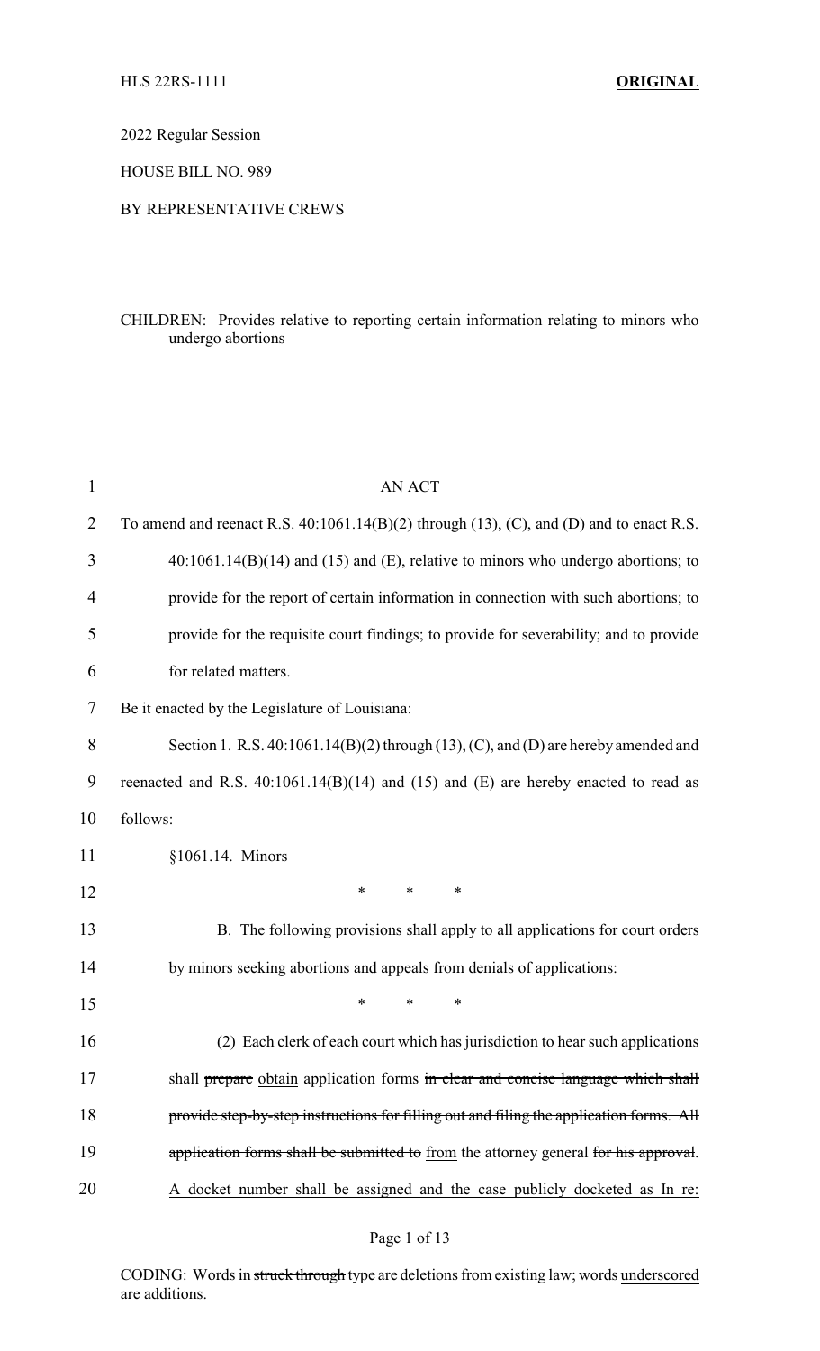HLS 22RS-1111 **ORIGINAL**

2022 Regular Session

HOUSE BILL NO. 989

BY REPRESENTATIVE CREWS

CHILDREN: Provides relative to reporting certain information relating to minors who undergo abortions

AN ACT

To amend and reenact R.S. 40:1061.14(B)(2) through (13), (C), and (D) and to enact R.S. 40:1061.14(B)(14) and (15) and (E), relative to minors who undergo abortions; to provide for the report of certain information in connection with such abortions; to provide for the requisite court findings; to provide for severability; and to provide for related matters.

Be it enacted by the Legislature of Louisiana:

Section 1. R.S. 40:1061.14(B)(2) through (13), (C), and (D) are hereby amended and reenacted and R.S. 40:1061.14(B)(14) and (15) and (E) are hereby enacted to read as follows:

§1061.14. Minors

\* \* \*

B. The following provisions shall apply to all applications for court orders by minors seeking abortions and appeals from denials of applications:

\* \* \*

(2) Each clerk of each court which has jurisdiction to hear such applications shall ~~prepare~~ obtain application forms ~~in clear and concise language which shall provide step-by-step instructions for filling out and filing the application forms. All application forms shall be submitted to~~ from the attorney general ~~for his approval~~. A docket number shall be assigned and the case publicly docketed as In re:

CODING: Words in ~~struck through~~ type are deletions from existing law; words underscored are additions.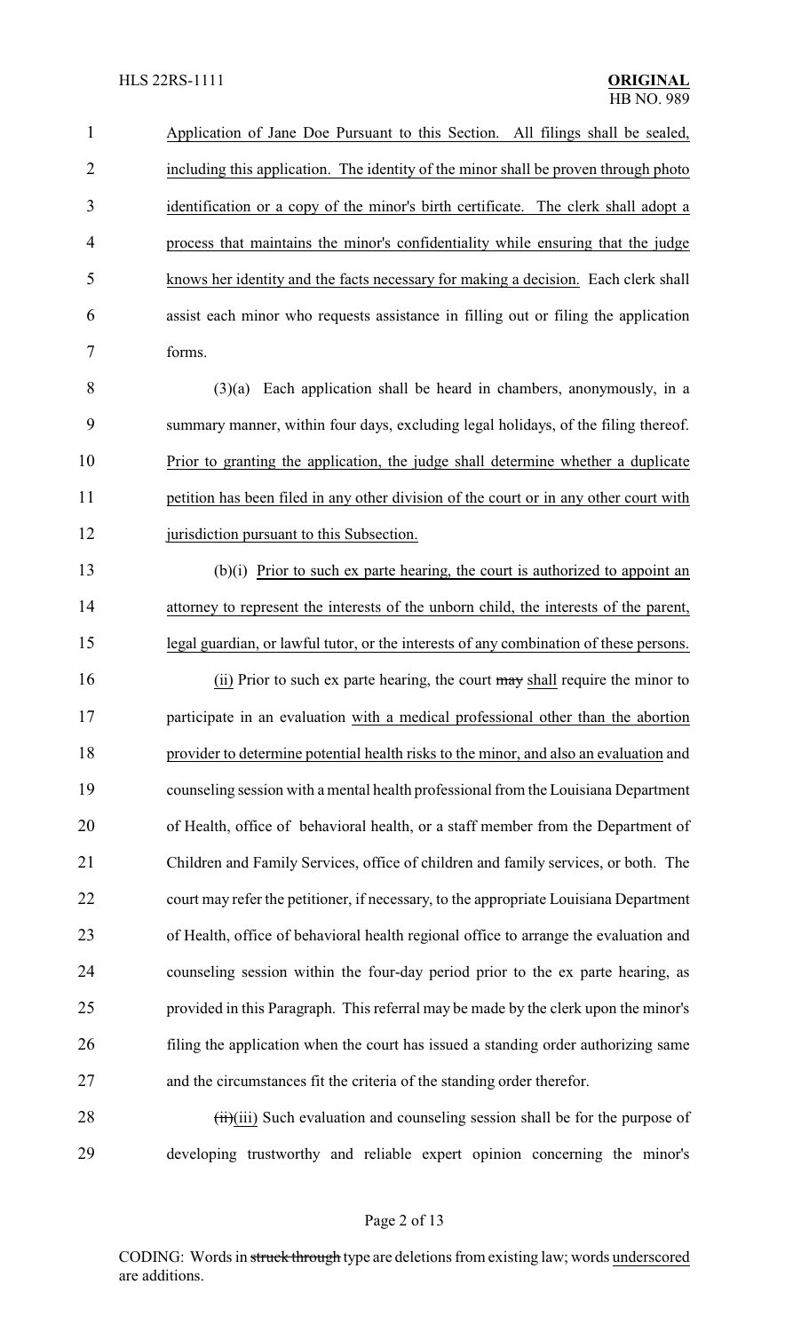Application of Jane Doe Pursuant to this Section. All filings shall be sealed, including this application. The identity of the minor shall be proven through photo identification or a copy of the minor's birth certificate. The clerk shall adopt a process that maintains the minor's confidentiality while ensuring that the judge knows her identity and the facts necessary for making a decision. Each clerk shall assist each minor who requests assistance in filling out or filing the application forms.

(3)(a) Each application shall be heard in chambers, anonymously, in a summary manner, within four days, excluding legal holidays, of the filing thereof. Prior to granting the application, the judge shall determine whether a duplicate petition has been filed in any other division of the court or in any other court with jurisdiction pursuant to this Subsection.

(b)(i) Prior to such ex parte hearing, the court is authorized to appoint an attorney to represent the interests of the unborn child, the interests of the parent, legal guardian, or lawful tutor, or the interests of any combination of these persons.

(ii) Prior to such ex parte hearing, the court ~~may~~ shall require the minor to participate in an evaluation with a medical professional other than the abortion provider to determine potential health risks to the minor, and also an evaluation and counseling session with a mental health professional from the Louisiana Department of Health, office of behavioral health, or a staff member from the Department of Children and Family Services, office of children and family services, or both. The court may refer the petitioner, if necessary, to the appropriate Louisiana Department of Health, office of behavioral health regional office to arrange the evaluation and counseling session within the four-day period prior to the ex parte hearing, as provided in this Paragraph. This referral may be made by the clerk upon the minor's filing the application when the court has issued a standing order authorizing same and the circumstances fit the criteria of the standing order therefor.

~~(ii)~~(iii) Such evaluation and counseling session shall be for the purpose of developing trustworthy and reliable expert opinion concerning the minor's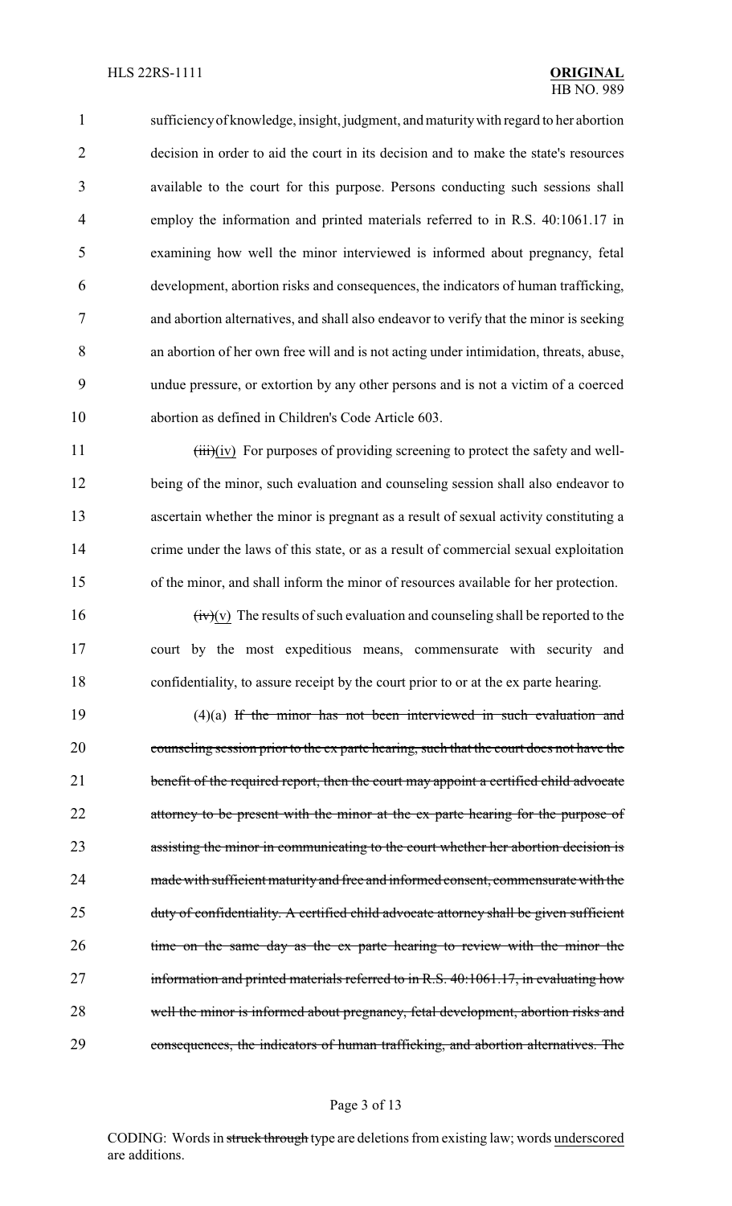sufficiency of knowledge, insight, judgment, and maturity with regard to her abortion decision in order to aid the court in its decision and to make the state's resources available to the court for this purpose. Persons conducting such sessions shall employ the information and printed materials referred to in R.S. 40:1061.17 in examining how well the minor interviewed is informed about pregnancy, fetal development, abortion risks and consequences, the indicators of human trafficking, and abortion alternatives, and shall also endeavor to verify that the minor is seeking an abortion of her own free will and is not acting under intimidation, threats, abuse, undue pressure, or extortion by any other persons and is not a victim of a coerced abortion as defined in Children's Code Article 603.

~~(iii)~~(iv) For purposes of providing screening to protect the safety and well-being of the minor, such evaluation and counseling session shall also endeavor to ascertain whether the minor is pregnant as a result of sexual activity constituting a crime under the laws of this state, or as a result of commercial sexual exploitation of the minor, and shall inform the minor of resources available for her protection.

~~(iv)~~(v) The results of such evaluation and counseling shall be reported to the court by the most expeditious means, commensurate with security and confidentiality, to assure receipt by the court prior to or at the ex parte hearing.

(4)(a) ~~If the minor has not been interviewed in such evaluation and counseling session prior to the ex parte hearing, such that the court does not have the benefit of the required report, then the court may appoint a certified child advocate attorney to be present with the minor at the ex parte hearing for the purpose of assisting the minor in communicating to the court whether her abortion decision is made with sufficient maturity and free and informed consent, commensurate with the duty of confidentiality. A certified child advocate attorney shall be given sufficient time on the same day as the ex parte hearing to review with the minor the information and printed materials referred to in R.S. 40:1061.17, in evaluating how well the minor is informed about pregnancy, fetal development, abortion risks and consequences, the indicators of human trafficking, and abortion alternatives. The~~

CODING: Words in ~~struck through~~ type are deletions from existing law; words <u>underscored</u> are additions.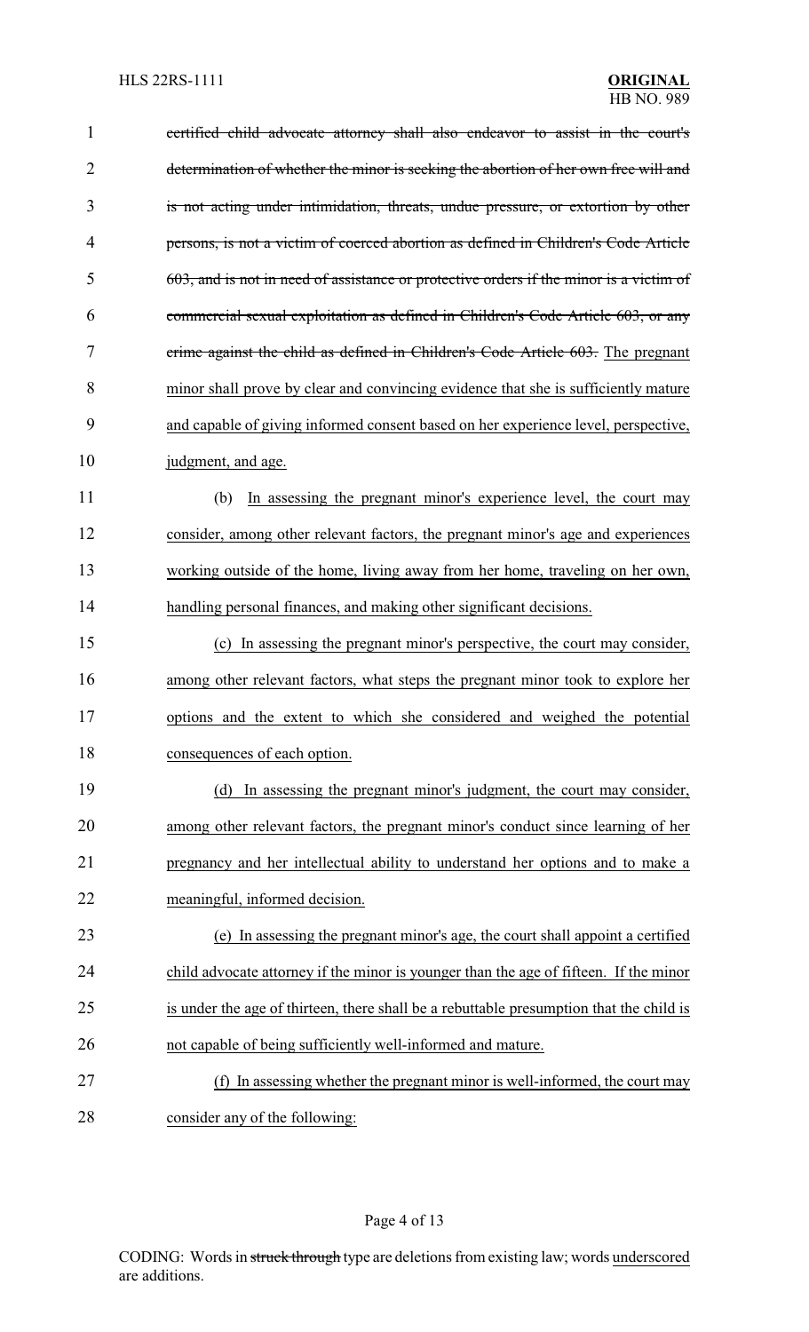~~certified child advocate attorney shall also endeavor to assist in the court's determination of whether the minor is seeking the abortion of her own free will and is not acting under intimidation, threats, undue pressure, or extortion by other persons, is not a victim of coerced abortion as defined in Children's Code Article 603, and is not in need of assistance or protective orders if the minor is a victim of commercial sexual exploitation as defined in Children's Code Article 603, or any crime against the child as defined in Children's Code Article 603.~~ <u>The pregnant minor shall prove by clear and convincing evidence that she is sufficiently mature and capable of giving informed consent based on her experience level, perspective, judgment, and age.</u>

<u>(b) In assessing the pregnant minor's experience level, the court may consider, among other relevant factors, the pregnant minor's age and experiences working outside of the home, living away from her home, traveling on her own, handling personal finances, and making other significant decisions.</u>

<u>(c) In assessing the pregnant minor's perspective, the court may consider, among other relevant factors, what steps the pregnant minor took to explore her options and the extent to which she considered and weighed the potential consequences of each option.</u>

<u>(d) In assessing the pregnant minor's judgment, the court may consider, among other relevant factors, the pregnant minor's conduct since learning of her pregnancy and her intellectual ability to understand her options and to make a meaningful, informed decision.</u>

<u>(e) In assessing the pregnant minor's age, the court shall appoint a certified child advocate attorney if the minor is younger than the age of fifteen. If the minor is under the age of thirteen, there shall be a rebuttable presumption that the child is not capable of being sufficiently well-informed and mature.</u>

<u>(f) In assessing whether the pregnant minor is well-informed, the court may consider any of the following:</u>

CODING: Words in ~~struck through~~ type are deletions from existing law; words <u>underscored</u> are additions.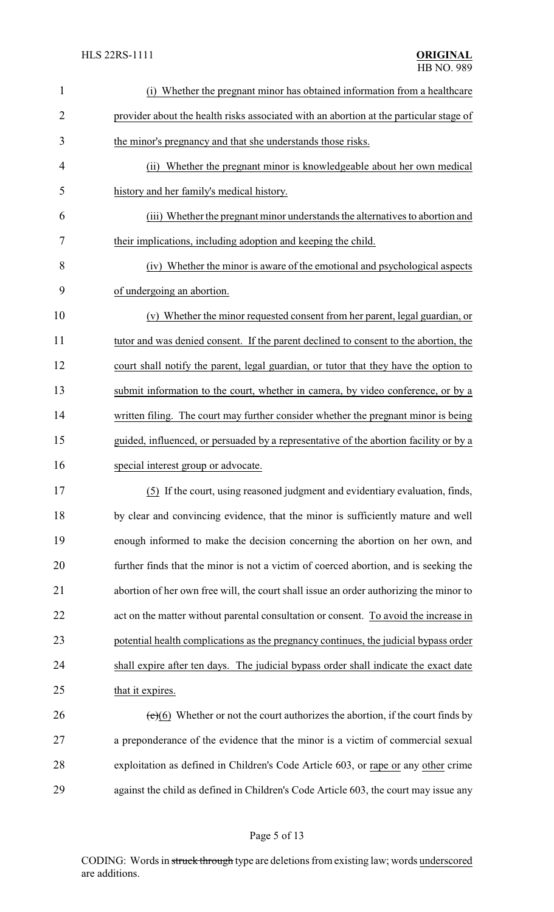(i) Whether the pregnant minor has obtained information from a healthcare provider about the health risks associated with an abortion at the particular stage of the minor's pregnancy and that she understands those risks.

(ii) Whether the pregnant minor is knowledgeable about her own medical history and her family's medical history.

(iii) Whether the pregnant minor understands the alternatives to abortion and their implications, including adoption and keeping the child.

(iv) Whether the minor is aware of the emotional and psychological aspects of undergoing an abortion.

(v) Whether the minor requested consent from her parent, legal guardian, or tutor and was denied consent. If the parent declined to consent to the abortion, the court shall notify the parent, legal guardian, or tutor that they have the option to submit information to the court, whether in camera, by video conference, or by a written filing. The court may further consider whether the pregnant minor is being guided, influenced, or persuaded by a representative of the abortion facility or by a special interest group or advocate.

(5) If the court, using reasoned judgment and evidentiary evaluation, finds, by clear and convincing evidence, that the minor is sufficiently mature and well enough informed to make the decision concerning the abortion on her own, and further finds that the minor is not a victim of coerced abortion, and is seeking the abortion of her own free will, the court shall issue an order authorizing the minor to act on the matter without parental consultation or consent. To avoid the increase in potential health complications as the pregnancy continues, the judicial bypass order shall expire after ten days. The judicial bypass order shall indicate the exact date that it expires.

~~(c)~~(6) Whether or not the court authorizes the abortion, if the court finds by a preponderance of the evidence that the minor is a victim of commercial sexual exploitation as defined in Children's Code Article 603, or rape or any other crime against the child as defined in Children's Code Article 603, the court may issue any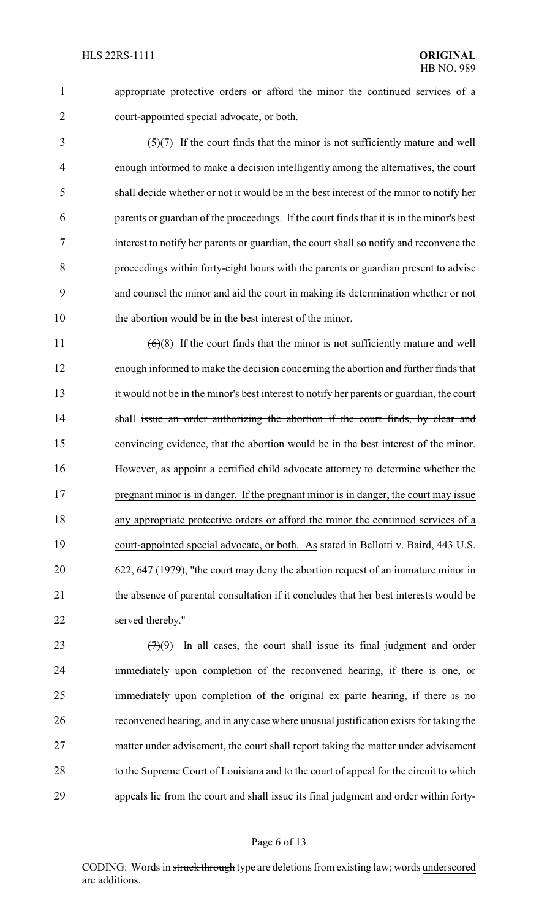appropriate protective orders or afford the minor the continued services of a court-appointed special advocate, or both.

~~(5)~~<u>(7)</u> If the court finds that the minor is not sufficiently mature and well enough informed to make a decision intelligently among the alternatives, the court shall decide whether or not it would be in the best interest of the minor to notify her parents or guardian of the proceedings. If the court finds that it is in the minor's best interest to notify her parents or guardian, the court shall so notify and reconvene the proceedings within forty-eight hours with the parents or guardian present to advise and counsel the minor and aid the court in making its determination whether or not the abortion would be in the best interest of the minor.

~~(6)~~<u>(8)</u> If the court finds that the minor is not sufficiently mature and well enough informed to make the decision concerning the abortion and further finds that it would not be in the minor's best interest to notify her parents or guardian, the court shall ~~issue an order authorizing the abortion if the court finds, by clear and convincing evidence, that the abortion would be in the best interest of the minor. However, as~~ <u>appoint a certified child advocate attorney to determine whether the pregnant minor is in danger. If the pregnant minor is in danger, the court may issue any appropriate protective orders or afford the minor the continued services of a court-appointed special advocate, or both. As</u> stated in Bellotti v. Baird, 443 U.S. 622, 647 (1979), "the court may deny the abortion request of an immature minor in the absence of parental consultation if it concludes that her best interests would be served thereby."

~~(7)~~<u>(9)</u> In all cases, the court shall issue its final judgment and order immediately upon completion of the reconvened hearing, if there is one, or immediately upon completion of the original ex parte hearing, if there is no reconvened hearing, and in any case where unusual justification exists for taking the matter under advisement, the court shall report taking the matter under advisement to the Supreme Court of Louisiana and to the court of appeal for the circuit to which appeals lie from the court and shall issue its final judgment and order within forty-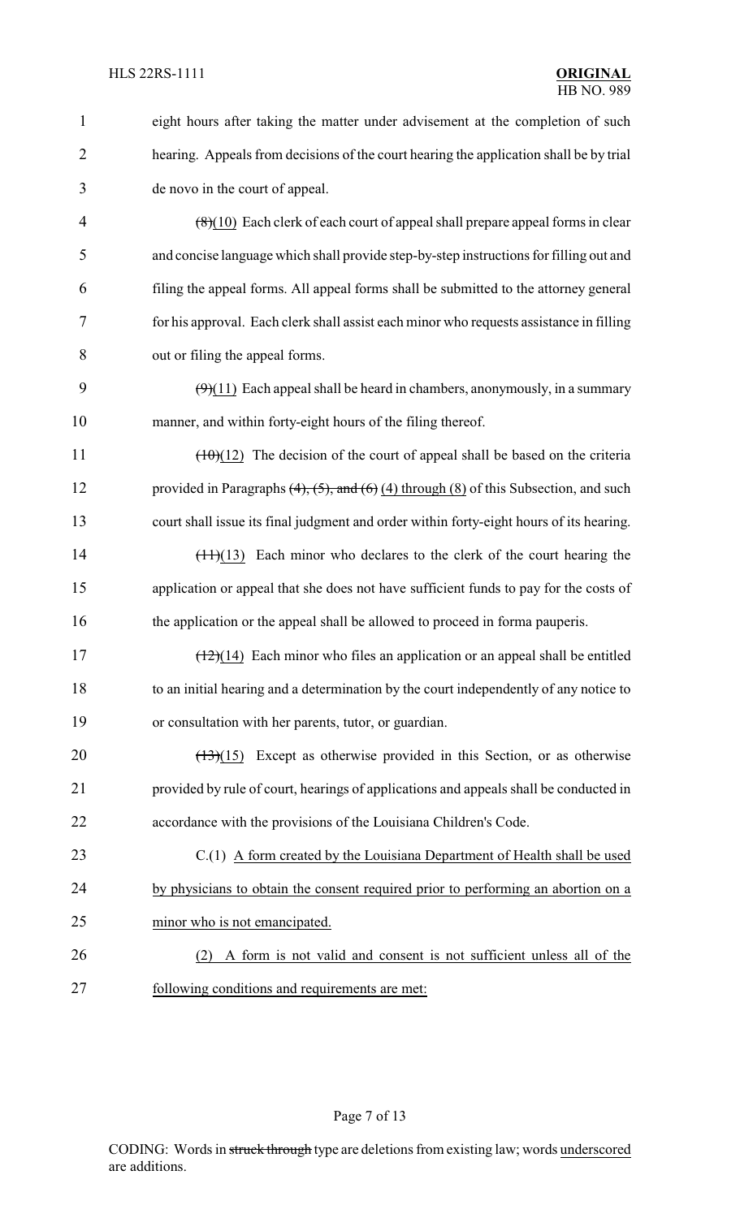eight hours after taking the matter under advisement at the completion of such hearing. Appeals from decisions of the court hearing the application shall be by trial de novo in the court of appeal.

~~(8)~~(10) Each clerk of each court of appeal shall prepare appeal forms in clear and concise language which shall provide step-by-step instructions for filling out and filing the appeal forms. All appeal forms shall be submitted to the attorney general for his approval. Each clerk shall assist each minor who requests assistance in filling out or filing the appeal forms.

~~(9)~~(11) Each appeal shall be heard in chambers, anonymously, in a summary manner, and within forty-eight hours of the filing thereof.

~~(10)~~(12) The decision of the court of appeal shall be based on the criteria provided in Paragraphs ~~(4), (5), and (6)~~ (4) through (8) of this Subsection, and such court shall issue its final judgment and order within forty-eight hours of its hearing.

~~(11)~~(13) Each minor who declares to the clerk of the court hearing the application or appeal that she does not have sufficient funds to pay for the costs of the application or the appeal shall be allowed to proceed in forma pauperis.

~~(12)~~(14) Each minor who files an application or an appeal shall be entitled to an initial hearing and a determination by the court independently of any notice to or consultation with her parents, tutor, or guardian.

~~(13)~~(15) Except as otherwise provided in this Section, or as otherwise provided by rule of court, hearings of applications and appeals shall be conducted in accordance with the provisions of the Louisiana Children's Code.

C.(1) <u>A form created by the Louisiana Department of Health shall be used by physicians to obtain the consent required prior to performing an abortion on a minor who is not emancipated.</u>

<u>(2) A form is not valid and consent is not sufficient unless all of the following conditions and requirements are met:</u>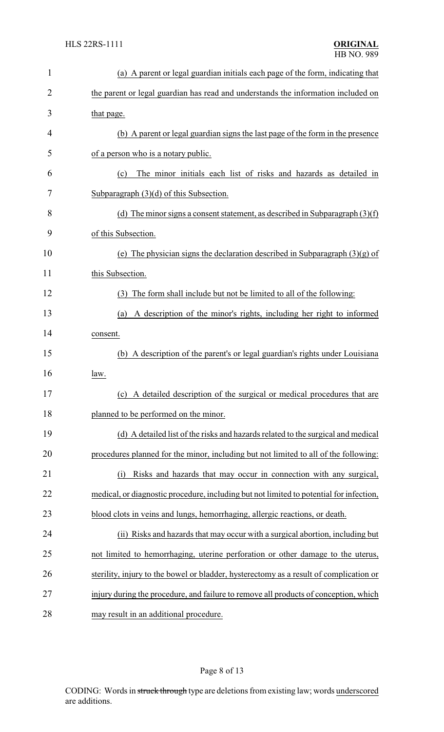(a) A parent or legal guardian initials each page of the form, indicating that the parent or legal guardian has read and understands the information included on that page.

(b) A parent or legal guardian signs the last page of the form in the presence of a person who is a notary public.

(c) The minor initials each list of risks and hazards as detailed in Subparagraph (3)(d) of this Subsection.

(d) The minor signs a consent statement, as described in Subparagraph (3)(f) of this Subsection.

(e) The physician signs the declaration described in Subparagraph (3)(g) of this Subsection.

(3) The form shall include but not be limited to all of the following:

(a) A description of the minor's rights, including her right to informed consent.

(b) A description of the parent's or legal guardian's rights under Louisiana law.

(c) A detailed description of the surgical or medical procedures that are planned to be performed on the minor.

(d) A detailed list of the risks and hazards related to the surgical and medical procedures planned for the minor, including but not limited to all of the following:

(i) Risks and hazards that may occur in connection with any surgical, medical, or diagnostic procedure, including but not limited to potential for infection, blood clots in veins and lungs, hemorrhaging, allergic reactions, or death.

(ii) Risks and hazards that may occur with a surgical abortion, including but not limited to hemorrhaging, uterine perforation or other damage to the uterus, sterility, injury to the bowel or bladder, hysterectomy as a result of complication or injury during the procedure, and failure to remove all products of conception, which may result in an additional procedure.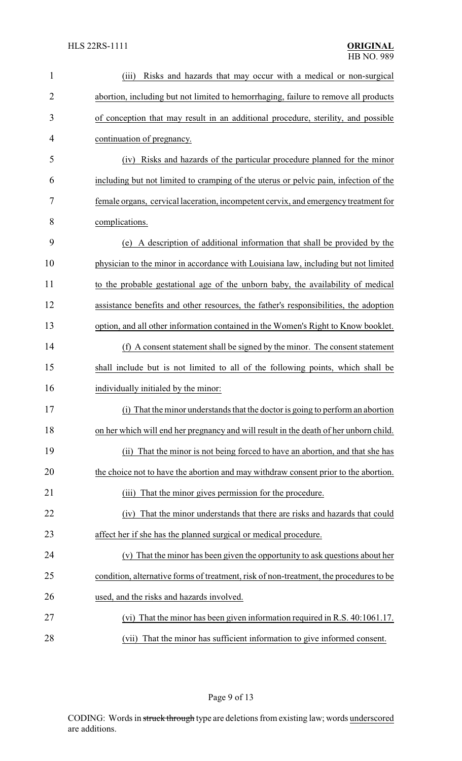(iii) Risks and hazards that may occur with a medical or non-surgical abortion, including but not limited to hemorrhaging, failure to remove all products of conception that may result in an additional procedure, sterility, and possible continuation of pregnancy.

(iv) Risks and hazards of the particular procedure planned for the minor including but not limited to cramping of the uterus or pelvic pain, infection of the female organs, cervical laceration, incompetent cervix, and emergency treatment for complications.

(e) A description of additional information that shall be provided by the physician to the minor in accordance with Louisiana law, including but not limited to the probable gestational age of the unborn baby, the availability of medical assistance benefits and other resources, the father's responsibilities, the adoption option, and all other information contained in the Women's Right to Know booklet.

(f) A consent statement shall be signed by the minor. The consent statement shall include but is not limited to all of the following points, which shall be individually initialed by the minor:

(i) That the minor understands that the doctor is going to perform an abortion on her which will end her pregnancy and will result in the death of her unborn child.

(ii) That the minor is not being forced to have an abortion, and that she has the choice not to have the abortion and may withdraw consent prior to the abortion.

(iii) That the minor gives permission for the procedure.

(iv) That the minor understands that there are risks and hazards that could affect her if she has the planned surgical or medical procedure.

(v) That the minor has been given the opportunity to ask questions about her condition, alternative forms of treatment, risk of non-treatment, the procedures to be used, and the risks and hazards involved.

(vi) That the minor has been given information required in R.S. 40:1061.17.

(vii) That the minor has sufficient information to give informed consent.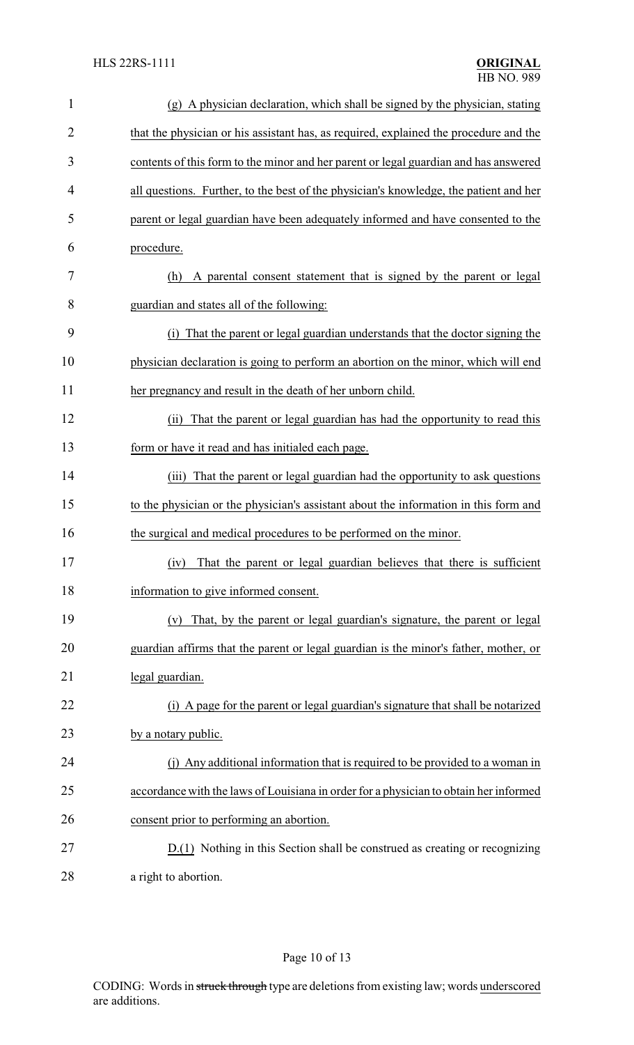(g) A physician declaration, which shall be signed by the physician, stating that the physician or his assistant has, as required, explained the procedure and the contents of this form to the minor and her parent or legal guardian and has answered all questions. Further, to the best of the physician's knowledge, the patient and her parent or legal guardian have been adequately informed and have consented to the procedure.

(h) A parental consent statement that is signed by the parent or legal guardian and states all of the following:

(i) That the parent or legal guardian understands that the doctor signing the physician declaration is going to perform an abortion on the minor, which will end her pregnancy and result in the death of her unborn child.

(ii) That the parent or legal guardian has had the opportunity to read this form or have it read and has initialed each page.

(iii) That the parent or legal guardian had the opportunity to ask questions to the physician or the physician's assistant about the information in this form and the surgical and medical procedures to be performed on the minor.

(iv) That the parent or legal guardian believes that there is sufficient information to give informed consent.

(v) That, by the parent or legal guardian's signature, the parent or legal guardian affirms that the parent or legal guardian is the minor's father, mother, or legal guardian.

(i) A page for the parent or legal guardian's signature that shall be notarized by a notary public.

(j) Any additional information that is required to be provided to a woman in accordance with the laws of Louisiana in order for a physician to obtain her informed consent prior to performing an abortion.

D.(1) Nothing in this Section shall be construed as creating or recognizing a right to abortion.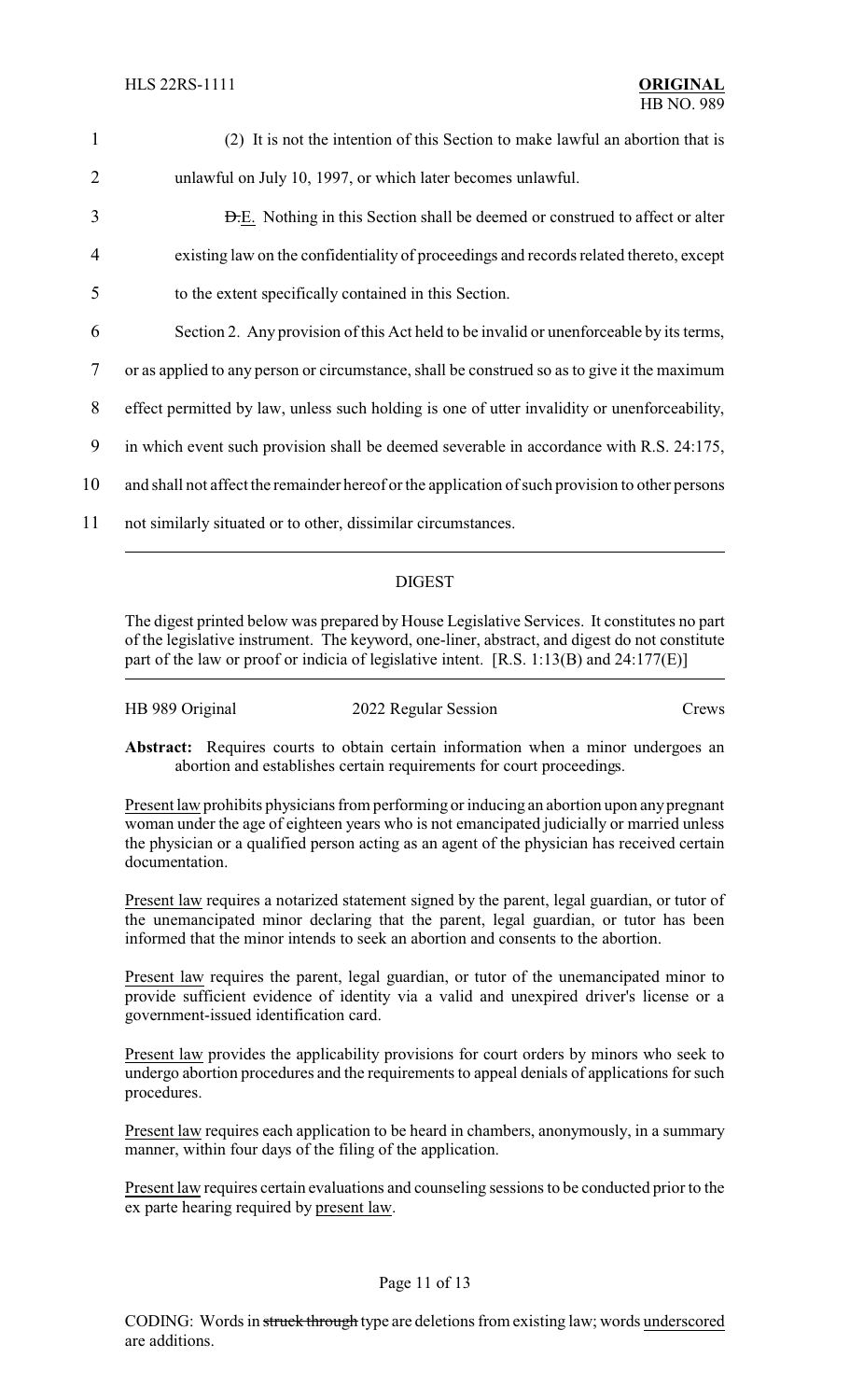(2) It is not the intention of this Section to make lawful an abortion that is unlawful on July 10, 1997, or which later becomes unlawful.

~~D.~~E. Nothing in this Section shall be deemed or construed to affect or alter existing law on the confidentiality of proceedings and records related thereto, except to the extent specifically contained in this Section.

Section 2. Any provision of this Act held to be invalid or unenforceable by its terms, or as applied to any person or circumstance, shall be construed so as to give it the maximum effect permitted by law, unless such holding is one of utter invalidity or unenforceability, in which event such provision shall be deemed severable in accordance with R.S. 24:175, and shall not affect the remainder hereof or the application of such provision to other persons not similarly situated or to other, dissimilar circumstances.

---

## DIGEST

The digest printed below was prepared by House Legislative Services. It constitutes no part of the legislative instrument. The keyword, one-liner, abstract, and digest do not constitute part of the law or proof or indicia of legislative intent. [R.S. 1:13(B) and 24:177(E)]

HB 989 Original — 2022 Regular Session — Crews

**Abstract:** Requires courts to obtain certain information when a minor undergoes an abortion and establishes certain requirements for court proceedings.

Present law prohibits physicians from performing or inducing an abortion upon any pregnant woman under the age of eighteen years who is not emancipated judicially or married unless the physician or a qualified person acting as an agent of the physician has received certain documentation.

Present law requires a notarized statement signed by the parent, legal guardian, or tutor of the unemancipated minor declaring that the parent, legal guardian, or tutor has been informed that the minor intends to seek an abortion and consents to the abortion.

Present law requires the parent, legal guardian, or tutor of the unemancipated minor to provide sufficient evidence of identity via a valid and unexpired driver's license or a government-issued identification card.

Present law provides the applicability provisions for court orders by minors who seek to undergo abortion procedures and the requirements to appeal denials of applications for such procedures.

Present law requires each application to be heard in chambers, anonymously, in a summary manner, within four days of the filing of the application.

Present law requires certain evaluations and counseling sessions to be conducted prior to the ex parte hearing required by present law.

CODING: Words in ~~struck through~~ type are deletions from existing law; words underscored are additions.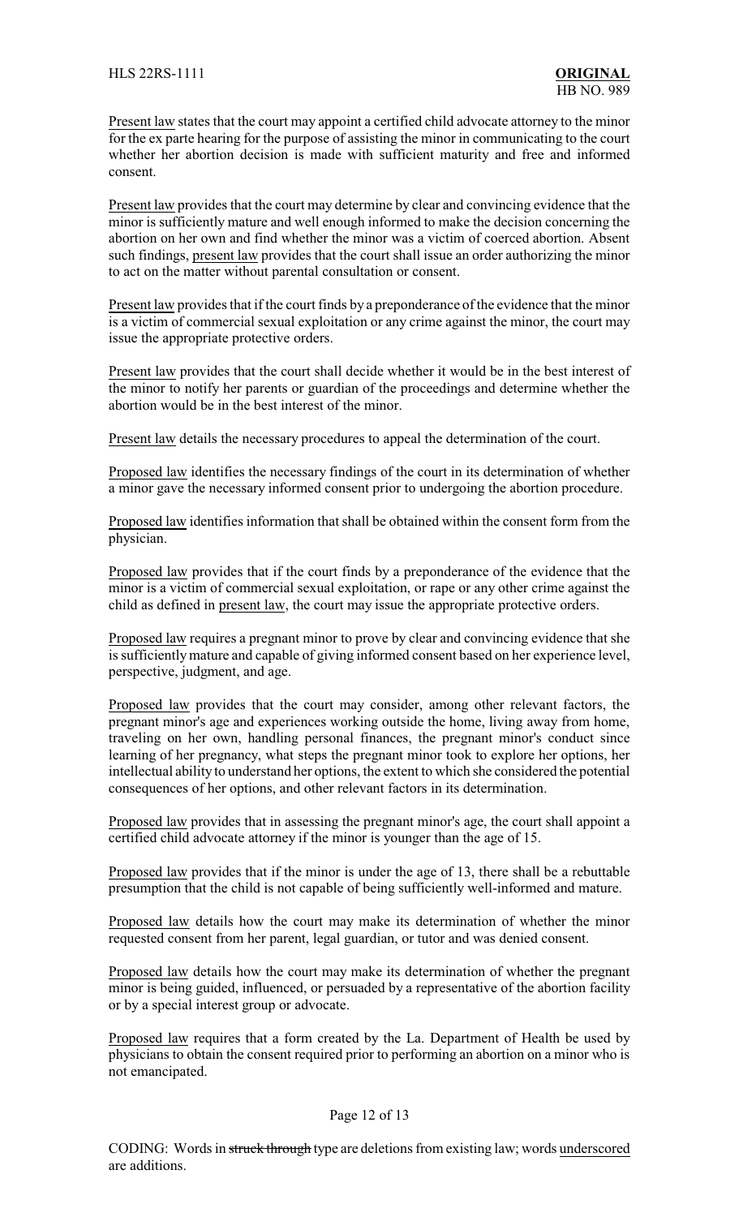Present law states that the court may appoint a certified child advocate attorney to the minor for the ex parte hearing for the purpose of assisting the minor in communicating to the court whether her abortion decision is made with sufficient maturity and free and informed consent.

Present law provides that the court may determine by clear and convincing evidence that the minor is sufficiently mature and well enough informed to make the decision concerning the abortion on her own and find whether the minor was a victim of coerced abortion. Absent such findings, present law provides that the court shall issue an order authorizing the minor to act on the matter without parental consultation or consent.

Present law provides that if the court finds by a preponderance of the evidence that the minor is a victim of commercial sexual exploitation or any crime against the minor, the court may issue the appropriate protective orders.

Present law provides that the court shall decide whether it would be in the best interest of the minor to notify her parents or guardian of the proceedings and determine whether the abortion would be in the best interest of the minor.

Present law details the necessary procedures to appeal the determination of the court.

Proposed law identifies the necessary findings of the court in its determination of whether a minor gave the necessary informed consent prior to undergoing the abortion procedure.

Proposed law identifies information that shall be obtained within the consent form from the physician.

Proposed law provides that if the court finds by a preponderance of the evidence that the minor is a victim of commercial sexual exploitation, or rape or any other crime against the child as defined in present law, the court may issue the appropriate protective orders.

Proposed law requires a pregnant minor to prove by clear and convincing evidence that she is sufficiently mature and capable of giving informed consent based on her experience level, perspective, judgment, and age.

Proposed law provides that the court may consider, among other relevant factors, the pregnant minor's age and experiences working outside the home, living away from home, traveling on her own, handling personal finances, the pregnant minor's conduct since learning of her pregnancy, what steps the pregnant minor took to explore her options, her intellectual ability to understand her options, the extent to which she considered the potential consequences of her options, and other relevant factors in its determination.

Proposed law provides that in assessing the pregnant minor's age, the court shall appoint a certified child advocate attorney if the minor is younger than the age of 15.

Proposed law provides that if the minor is under the age of 13, there shall be a rebuttable presumption that the child is not capable of being sufficiently well-informed and mature.

Proposed law details how the court may make its determination of whether the minor requested consent from her parent, legal guardian, or tutor and was denied consent.

Proposed law details how the court may make its determination of whether the pregnant minor is being guided, influenced, or persuaded by a representative of the abortion facility or by a special interest group or advocate.

Proposed law requires that a form created by the La. Department of Health be used by physicians to obtain the consent required prior to performing an abortion on a minor who is not emancipated.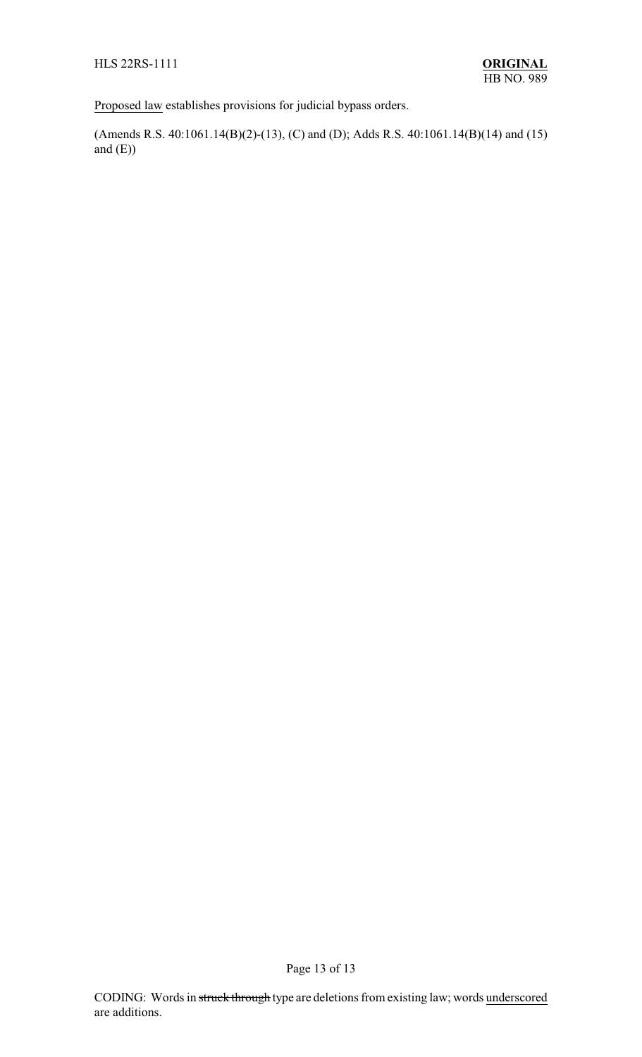Proposed law establishes provisions for judicial bypass orders.

(Amends R.S. 40:1061.14(B)(2)-(13), (C) and (D); Adds R.S. 40:1061.14(B)(14) and (15) and (E))

CODING: Words in ~~struck through~~ type are deletions from existing law; words underscored are additions.